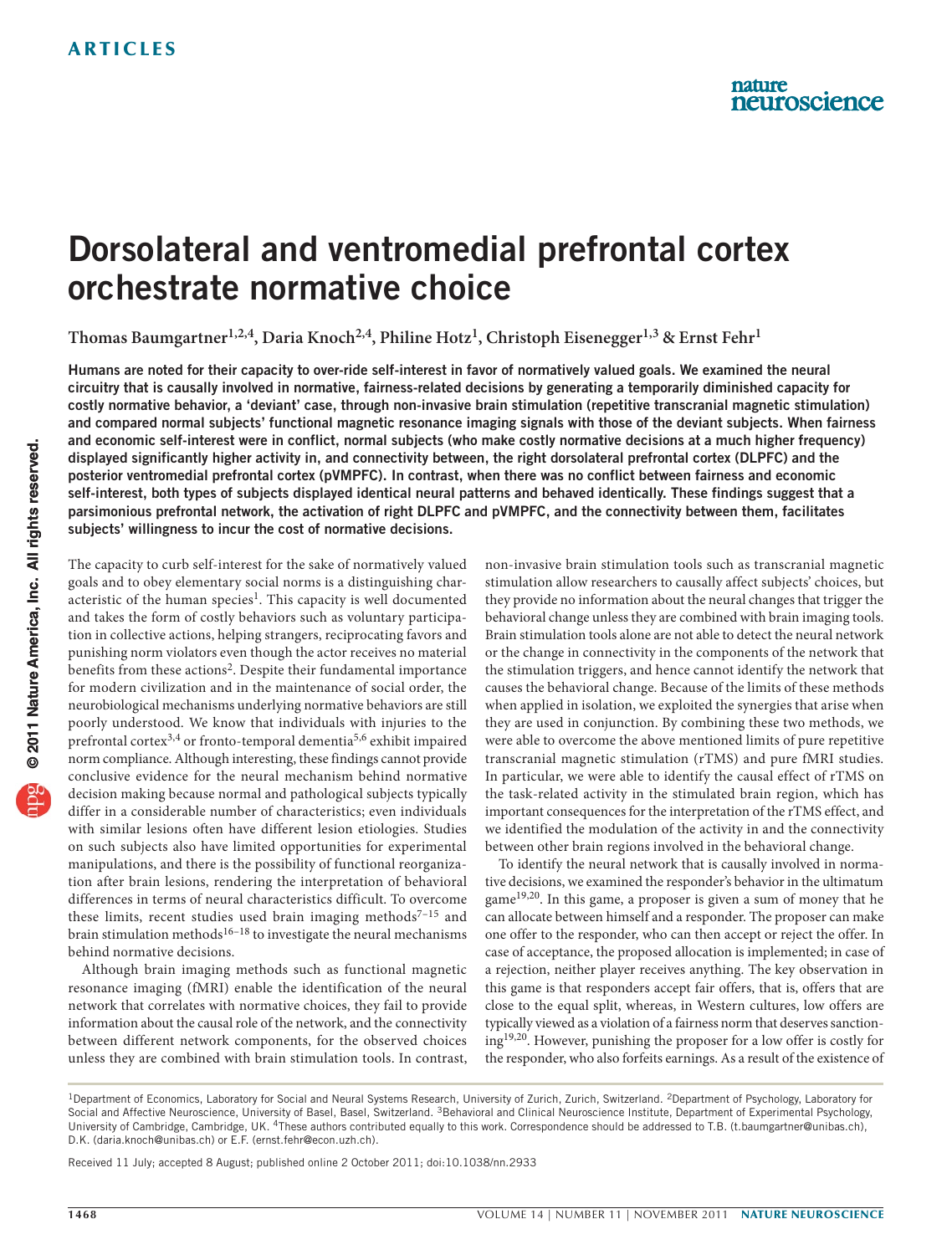# Dorsolateral and ventromedial prefrontal cortex orchestrate normative choice

**Thomas Baumgartner[1,2,4], Daria Knoch[2,4], Philine Hotz[1], Christoph Eisenegger[1,3] & Ernst Fehr[1]**

**Humans are noted for their capacity to over-ride self-interest in favor of normatively valued goals. We examined the neural circuitry that is causally involved in normative, fairness-related decisions by generating a temporarily diminished capacity for costly normative behavior, a 'deviant' case, through non-invasive brain stimulation (repetitive transcranial magnetic stimulation) and compared normal subjects' functional magnetic resonance imaging signals with those of the deviant subjects. When fairness and economic self-interest were in conflict, normal subjects (who make costly normative decisions at a much higher frequency) displayed significantly higher activity in, and connectivity between, the right dorsolateral prefrontal cortex (DLPFC) and the posterior ventromedial prefrontal cortex (pVMPFC). In contrast, when there was no conflict between fairness and economic self-interest, both types of subjects displayed identical neural patterns and behaved identically. These findings suggest that a parsimonious prefrontal network, the activation of right DLPFC and pVMPFC, and the connectivity between them, facilitates subjects' willingness to incur the cost of normative decisions.**

The capacity to curb self-interest for the sake of normatively valued goals and to obey elementary social norms is a distinguishing characteristic of the human species[1]. This capacity is well documented and takes the form of costly behaviors such as voluntary participation in collective actions, helping strangers, reciprocating favors and punishing norm violators even though the actor receives no material benefits from these actions[2]. Despite their fundamental importance for modern civilization and in the maintenance of social order, the neurobiological mechanisms underlying normative behaviors are still poorly understood. We know that individuals with injuries to the prefrontal cortex[3,4] or fronto-temporal dementia[5,6] exhibit impaired norm compliance. Although interesting, these findings cannot provide conclusive evidence for the neural mechanism behind normative decision making because normal and pathological subjects typically differ in a considerable number of characteristics; even individuals with similar lesions often have different lesion etiologies. Studies on such subjects also have limited opportunities for experimental manipulations, and there is the possibility of functional reorganization after brain lesions, rendering the interpretation of behavioral differences in terms of neural characteristics difficult. To overcome these limits, recent studies used brain imaging methods[7–15] and brain stimulation methods[16–18] to investigate the neural mechanisms behind normative decisions.

Although brain imaging methods such as functional magnetic resonance imaging (fMRI) enable the identification of the neural network that correlates with normative choices, they fail to provide information about the causal role of the network, and the connectivity between different network components, for the observed choices unless they are combined with brain stimulation tools. In contrast, non-invasive brain stimulation tools such as transcranial magnetic stimulation allow researchers to causally affect subjects' choices, but they provide no information about the neural changes that trigger the behavioral change unless they are combined with brain imaging tools. Brain stimulation tools alone are not able to detect the neural network or the change in connectivity in the components of the network that the stimulation triggers, and hence cannot identify the network that causes the behavioral change. Because of the limits of these methods when applied in isolation, we exploited the synergies that arise when they are used in conjunction. By combining these two methods, we were able to overcome the above mentioned limits of pure repetitive transcranial magnetic stimulation (rTMS) and pure fMRI studies. In particular, we were able to identify the causal effect of rTMS on the task-related activity in the stimulated brain region, which has important consequences for the interpretation of the rTMS effect, and we identified the modulation of the activity in and the connectivity between other brain regions involved in the behavioral change.

To identify the neural network that is causally involved in normative decisions, we examined the responder's behavior in the ultimatum game[19,20]. In this game, a proposer is given a sum of money that he can allocate between himself and a responder. The proposer can make one offer to the responder, who can then accept or reject the offer. In case of acceptance, the proposed allocation is implemented; in case of a rejection, neither player receives anything. The key observation in this game is that responders accept fair offers, that is, offers that are close to the equal split, whereas, in Western cultures, low offers are typically viewed as a violation of a fairness norm that deserves sanctioning[19,20]. However, punishing the proposer for a low offer is costly for the responder, who also forfeits earnings. As a result of the existence of

[1]Department of Economics, Laboratory for Social and Neural Systems Research, University of Zurich, Zurich, Switzerland. [2]Department of Psychology, Laboratory for Social and Affective Neuroscience, University of Basel, Basel, Switzerland. [3]Behavioral and Clinical Neuroscience Institute, Department of Experimental Psychology, University of Cambridge, Cambridge, UK. [4]These authors contributed equally to this work. Correspondence should be addressed to T.B. (t.baumgartner@unibas.ch), D.K. (daria.knoch@unibas.ch) or E.F. (ernst.fehr@econ.uzh.ch).

Received 11 July; accepted 8 August; published online 2 October 2011; doi:10.1038/nn.2933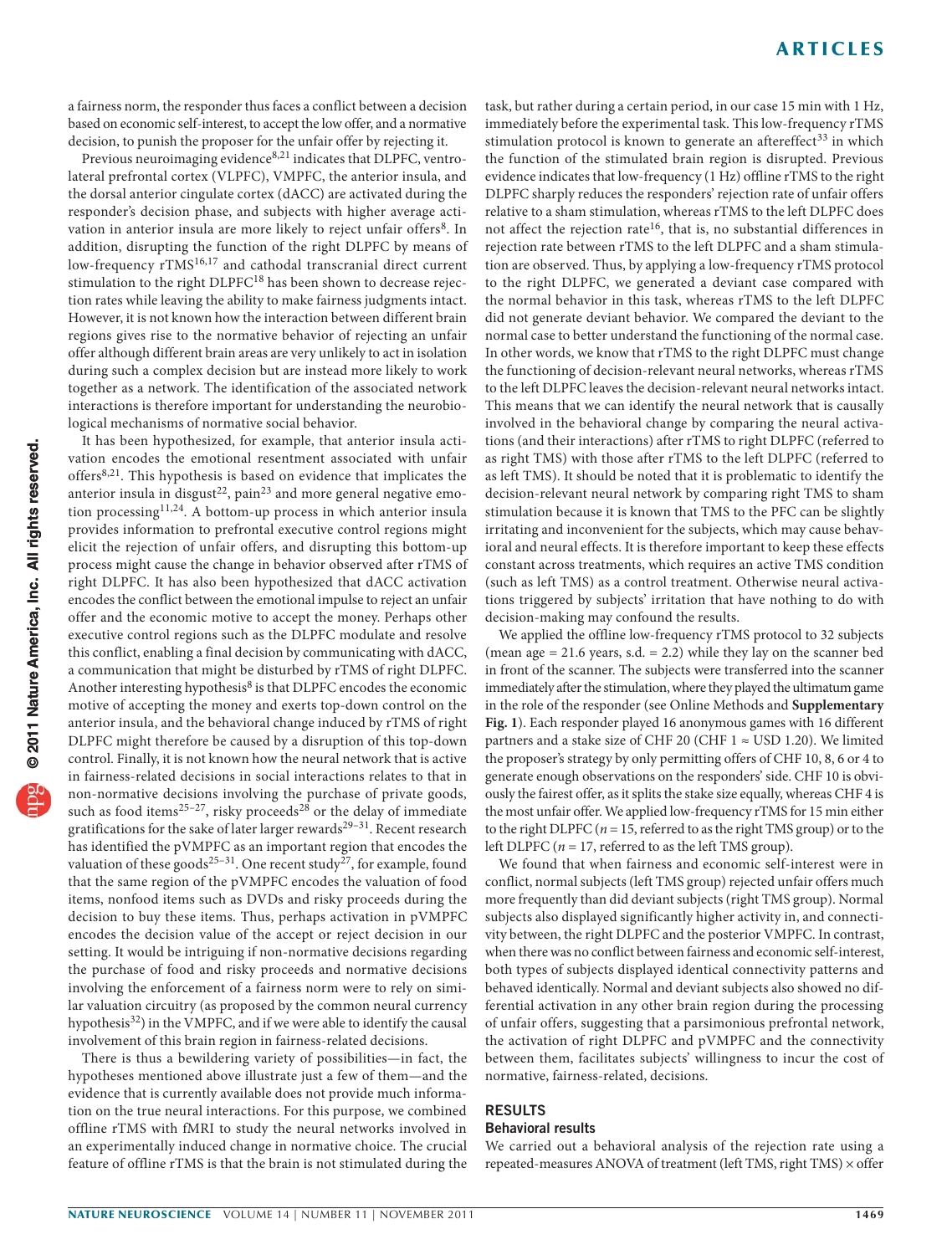a fairness norm, the responder thus faces a conflict between a decision based on economic self-interest, to accept the low offer, and a normative decision, to punish the proposer for the unfair offer by rejecting it.

Previous neuroimaging evidence[8,21] indicates that DLPFC, ventrolateral prefrontal cortex (VLPFC), VMPFC, the anterior insula, and the dorsal anterior cingulate cortex (dACC) are activated during the responder's decision phase, and subjects with higher average activation in anterior insula are more likely to reject unfair offers[8]. In addition, disrupting the function of the right DLPFC by means of low-frequency rTMS[16,17] and cathodal transcranial direct current stimulation to the right DLPFC[18] has been shown to decrease rejection rates while leaving the ability to make fairness judgments intact. However, it is not known how the interaction between different brain regions gives rise to the normative behavior of rejecting an unfair offer although different brain areas are very unlikely to act in isolation during such a complex decision but are instead more likely to work together as a network. The identification of the associated network interactions is therefore important for understanding the neurobiological mechanisms of normative social behavior.

It has been hypothesized, for example, that anterior insula activation encodes the emotional resentment associated with unfair offers[8,21]. This hypothesis is based on evidence that implicates the anterior insula in disgust[22], pain[23] and more general negative emotion processing[11,24]. A bottom-up process in which anterior insula provides information to prefrontal executive control regions might elicit the rejection of unfair offers, and disrupting this bottom-up process might cause the change in behavior observed after rTMS of right DLPFC. It has also been hypothesized that dACC activation encodes the conflict between the emotional impulse to reject an unfair offer and the economic motive to accept the money. Perhaps other executive control regions such as the DLPFC modulate and resolve this conflict, enabling a final decision by communicating with dACC, a communication that might be disturbed by rTMS of right DLPFC. Another interesting hypothesis[8] is that DLPFC encodes the economic motive of accepting the money and exerts top-down control on the anterior insula, and the behavioral change induced by rTMS of right DLPFC might therefore be caused by a disruption of this top-down control. Finally, it is not known how the neural network that is active in fairness-related decisions in social interactions relates to that in non-normative decisions involving the purchase of private goods, such as food items[25–27], risky proceeds[28] or the delay of immediate gratifications for the sake of later larger rewards[29–31]. Recent research has identified the pVMPFC as an important region that encodes the valuation of these goods[25–31]. One recent study[27], for example, found that the same region of the pVMPFC encodes the valuation of food items, nonfood items such as DVDs and risky proceeds during the decision to buy these items. Thus, perhaps activation in pVMPFC encodes the decision value of the accept or reject decision in our setting. It would be intriguing if non-normative decisions regarding the purchase of food and risky proceeds and normative decisions involving the enforcement of a fairness norm were to rely on similar valuation circuitry (as proposed by the common neural currency hypothesis[32]) in the VMPFC, and if we were able to identify the causal involvement of this brain region in fairness-related decisions.

There is thus a bewildering variety of possibilities—in fact, the hypotheses mentioned above illustrate just a few of them—and the evidence that is currently available does not provide much information on the true neural interactions. For this purpose, we combined offline rTMS with fMRI to study the neural networks involved in an experimentally induced change in normative choice. The crucial feature of offline rTMS is that the brain is not stimulated during the task, but rather during a certain period, in our case 15 min with 1 Hz, immediately before the experimental task. This low-frequency rTMS stimulation protocol is known to generate an aftereffect[33] in which the function of the stimulated brain region is disrupted. Previous evidence indicates that low-frequency (1 Hz) offline rTMS to the right DLPFC sharply reduces the responders' rejection rate of unfair offers relative to a sham stimulation, whereas rTMS to the left DLPFC does not affect the rejection rate[16], that is, no substantial differences in rejection rate between rTMS to the left DLPFC and a sham stimulation are observed. Thus, by applying a low-frequency rTMS protocol to the right DLPFC, we generated a deviant case compared with the normal behavior in this task, whereas rTMS to the left DLPFC did not generate deviant behavior. We compared the deviant to the normal case to better understand the functioning of the normal case. In other words, we know that rTMS to the right DLPFC must change the functioning of decision-relevant neural networks, whereas rTMS to the left DLPFC leaves the decision-relevant neural networks intact. This means that we can identify the neural network that is causally involved in the behavioral change by comparing the neural activations (and their interactions) after rTMS to right DLPFC (referred to as right TMS) with those after rTMS to the left DLPFC (referred to as left TMS). It should be noted that it is problematic to identify the decision-relevant neural network by comparing right TMS to sham stimulation because it is known that TMS to the PFC can be slightly irritating and inconvenient for the subjects, which may cause behavioral and neural effects. It is therefore important to keep these effects constant across treatments, which requires an active TMS condition (such as left TMS) as a control treatment. Otherwise neural activations triggered by subjects' irritation that have nothing to do with decision-making may confound the results.

We applied the offline low-frequency rTMS protocol to 32 subjects (mean age = 21.6 years, s.d. = 2.2) while they lay on the scanner bed in front of the scanner. The subjects were transferred into the scanner immediately after the stimulation, where they played the ultimatum game in the role of the responder (see Online Methods and **Supplementary Fig. 1**). Each responder played 16 anonymous games with 16 different partners and a stake size of CHF 20 (CHF 1 ≈ USD 1.20). We limited the proposer's strategy by only permitting offers of CHF 10, 8, 6 or 4 to generate enough observations on the responders' side. CHF 10 is obviously the fairest offer, as it splits the stake size equally, whereas CHF 4 is the most unfair offer. We applied low-frequency rTMS for 15 min either to the right DLPFC ($n = 15$, referred to as the right TMS group) or to the left DLPFC ($n = 17$, referred to as the left TMS group).

We found that when fairness and economic self-interest were in conflict, normal subjects (left TMS group) rejected unfair offers much more frequently than did deviant subjects (right TMS group). Normal subjects also displayed significantly higher activity in, and connectivity between, the right DLPFC and the posterior VMPFC. In contrast, when there was no conflict between fairness and economic self-interest, both types of subjects displayed identical connectivity patterns and behaved identically. Normal and deviant subjects also showed no differential activation in any other brain region during the processing of unfair offers, suggesting that a parsimonious prefrontal network, the activation of right DLPFC and pVMPFC and the connectivity between them, facilitates subjects' willingness to incur the cost of normative, fairness-related, decisions.

## RESULTS

### Behavioral results

We carried out a behavioral analysis of the rejection rate using a repeated-measures ANOVA of treatment (left TMS, right TMS) × offer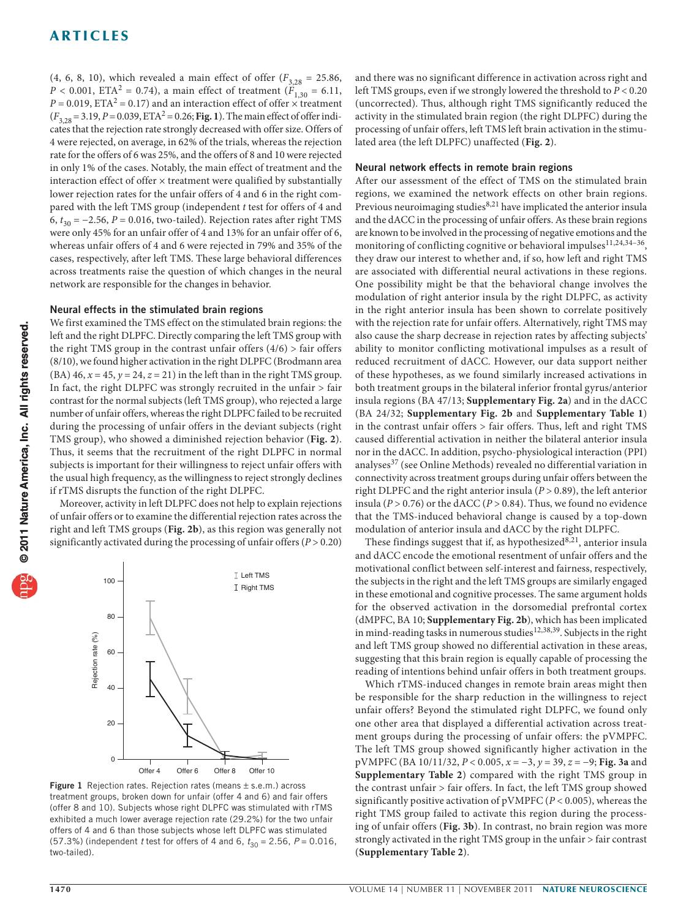(4, 6, 8, 10), which revealed a main effect of offer ($F_{3,28}$ = 25.86, $P$ < 0.001, ETA$^2$ = 0.74), a main effect of treatment ($F_{1,30}$ = 6.11, $P$ = 0.019, ETA$^2$ = 0.17) and an interaction effect of offer × treatment ($F_{3,28}$ = 3.19, $P$ = 0.039, ETA$^2$ = 0.26; **Fig. 1**). The main effect of offer indicates that the rejection rate strongly decreased with offer size. Offers of 4 were rejected, on average, in 62% of the trials, whereas the rejection rate for the offers of 6 was 25%, and the offers of 8 and 10 were rejected in only 1% of the cases. Notably, the main effect of treatment and the interaction effect of offer × treatment were qualified by substantially lower rejection rates for the unfair offers of 4 and 6 in the right compared with the left TMS group (independent *t* test for offers of 4 and 6, $t_{30}$ = −2.56, $P$ = 0.016, two-tailed). Rejection rates after right TMS were only 45% for an unfair offer of 4 and 13% for an unfair offer of 6, whereas unfair offers of 4 and 6 were rejected in 79% and 35% of the cases, respectively, after left TMS. These large behavioral differences across treatments raise the question of which changes in the neural network are responsible for the changes in behavior.

### Neural effects in the stimulated brain regions

We first examined the TMS effect on the stimulated brain regions: the left and the right DLPFC. Directly comparing the left TMS group with the right TMS group in the contrast unfair offers (4/6) > fair offers (8/10), we found higher activation in the right DLPFC (Brodmann area (BA) 46, $x$ = 45, $y$ = 24, $z$ = 21) in the left than in the right TMS group. In fact, the right DLPFC was strongly recruited in the unfair > fair contrast for the normal subjects (left TMS group), who rejected a large number of unfair offers, whereas the right DLPFC failed to be recruited during the processing of unfair offers in the deviant subjects (right TMS group), who showed a diminished rejection behavior (**Fig. 2**). Thus, it seems that the recruitment of the right DLPFC in normal subjects is important for their willingness to reject unfair offers with the usual high frequency, as the willingness to reject strongly declines if rTMS disrupts the function of the right DLPFC.

Moreover, activity in left DLPFC does not help to explain rejections of unfair offers or to examine the differential rejection rates across the right and left TMS groups (**Fig. 2b**), as this region was generally not significantly activated during the processing of unfair offers ($P$ > 0.20)

Left TMS
Right TMS
100
80
60
40
20
0
Rejection rate (%)
Offer 4
Offer 6
Offer 8
Offer 10

**Figure 1** Rejection rates. Rejection rates (means ± s.e.m.) across treatment groups, broken down for unfair (offer 4 and 6) and fair offers (offer 8 and 10). Subjects whose right DLPFC was stimulated with rTMS exhibited a much lower average rejection rate (29.2%) for the two unfair offers of 4 and 6 than those subjects whose left DLPFC was stimulated (57.3%) (independent *t* test for offers of 4 and 6, $t_{30}$ = 2.56, $P$ = 0.016, two-tailed).

and there was no significant difference in activation across right and left TMS groups, even if we strongly lowered the threshold to $P$ < 0.20 (uncorrected). Thus, although right TMS significantly reduced the activity in the stimulated brain region (the right DLPFC) during the processing of unfair offers, left TMS left brain activation in the stimulated area (the left DLPFC) unaffected (**Fig. 2**).

### Neural network effects in remote brain regions

After our assessment of the effect of TMS on the stimulated brain regions, we examined the network effects on other brain regions. Previous neuroimaging studies[8,21] have implicated the anterior insula and the dACC in the processing of unfair offers. As these brain regions are known to be involved in the processing of negative emotions and the monitoring of conflicting cognitive or behavioral impulses[11,24,34–36], they draw our interest to whether and, if so, how left and right TMS are associated with differential neural activations in these regions. One possibility might be that the behavioral change involves the modulation of right anterior insula by the right DLPFC, as activity in the right anterior insula has been shown to correlate positively with the rejection rate for unfair offers. Alternatively, right TMS may also cause the sharp decrease in rejection rates by affecting subjects' ability to monitor conflicting motivational impulses as a result of reduced recruitment of dACC. However, our data support neither of these hypotheses, as we found similarly increased activations in both treatment groups in the bilateral inferior frontal gyrus/anterior insula regions (BA 47/13; **Supplementary Fig. 2a**) and in the dACC (BA 24/32; **Supplementary Fig. 2b** and **Supplementary Table 1**) in the contrast unfair offers > fair offers. Thus, left and right TMS caused differential activation in neither the bilateral anterior insula nor in the dACC. In addition, psycho-physiological interaction (PPI) analyses[37] (see Online Methods) revealed no differential variation in connectivity across treatment groups during unfair offers between the right DLPFC and the right anterior insula ($P$ > 0.89), the left anterior insula ($P$ > 0.76) or the dACC ($P$ > 0.84). Thus, we found no evidence that the TMS-induced behavioral change is caused by a top-down modulation of anterior insula and dACC by the right DLPFC.

These findings suggest that if, as hypothesized[8,21], anterior insula and dACC encode the emotional resentment of unfair offers and the motivational conflict between self-interest and fairness, respectively, the subjects in the right and the left TMS groups are similarly engaged in these emotional and cognitive processes. The same argument holds for the observed activation in the dorsomedial prefrontal cortex (dMPFC, BA 10; **Supplementary Fig. 2b**), which has been implicated in mind-reading tasks in numerous studies[12,38,39]. Subjects in the right and left TMS group showed no differential activation in these areas, suggesting that this brain region is equally capable of processing the reading of intentions behind unfair offers in both treatment groups.

Which rTMS-induced changes in remote brain areas might then be responsible for the sharp reduction in the willingness to reject unfair offers? Beyond the stimulated right DLPFC, we found only one other area that displayed a differential activation across treatment groups during the processing of unfair offers: the pVMPFC. The left TMS group showed significantly higher activation in the pVMPFC (BA 10/11/32, $P$ < 0.005, $x$ = −3, $y$ = 39, $z$ = −9; **Fig. 3a** and **Supplementary Table 2**) compared with the right TMS group in the contrast unfair > fair offers. In fact, the left TMS group showed significantly positive activation of pVMPFC ($P$ < 0.005), whereas the right TMS group failed to activate this region during the processing of unfair offers (**Fig. 3b**). In contrast, no brain region was more strongly activated in the right TMS group in the unfair > fair contrast (**Supplementary Table 2**).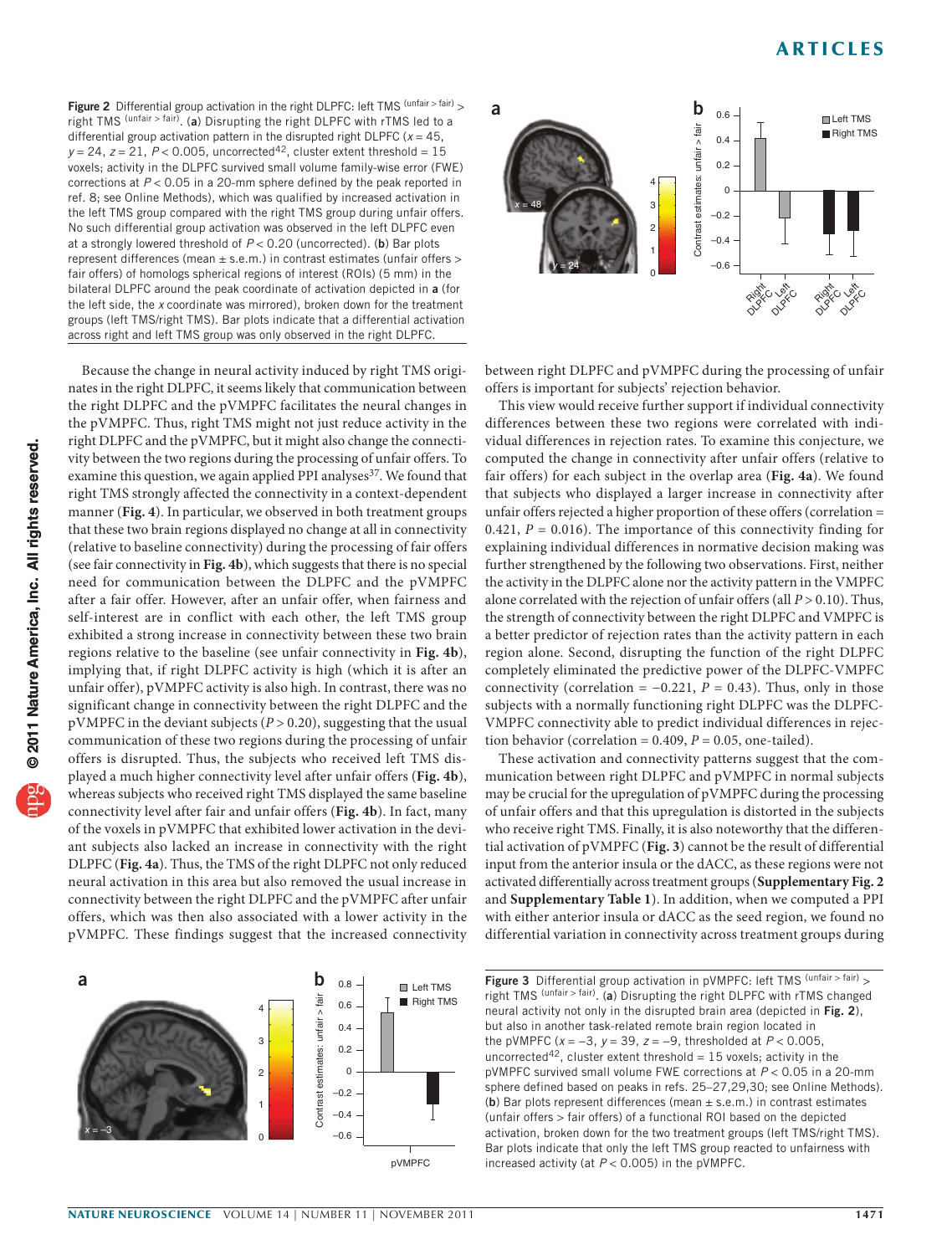**Figure 2** Differential group activation in the right DLPFC: left TMS (unfair > fair) > right TMS (unfair > fair). (**a**) Disrupting the right DLPFC with rTMS led to a differential group activation pattern in the disrupted right DLPFC ($x = 45$, $y = 24$, $z = 21$, $P < 0.005$, uncorrected[42], cluster extent threshold = 15 voxels; activity in the DLPFC survived small volume family-wise error (FWE) corrections at $P < 0.05$ in a 20-mm sphere defined by the peak reported in ref. 8; see Online Methods), which was qualified by increased activation in the left TMS group compared with the right TMS group during unfair offers. No such differential group activation was observed in the left DLPFC even at a strongly lowered threshold of $P < 0.20$ (uncorrected). (**b**) Bar plots represent differences (mean ± s.e.m.) in contrast estimates (unfair offers > fair offers) of homologs spherical regions of interest (ROIs) (5 mm) in the bilateral DLPFC around the peak coordinate of activation depicted in **a** (for the left side, the $x$ coordinate was mirrored), broken down for the treatment groups (left TMS/right TMS). Bar plots indicate that a differential activation across right and left TMS group was only observed in the right DLPFC.

a
x = 48
y = 24
4
3
2
1
0

b
Contrast estimates: unfair > fair
0.6
0.4
0.2
0
−0.2
−0.4
−0.6
Left TMS
Right TMS
Right DLPFC
Left DLPFC
Right DLPFC
Left DLPFC

Because the change in neural activity induced by right TMS originates in the right DLPFC, it seems likely that communication between the right DLPFC and the pVMPFC facilitates the neural changes in the pVMPFC. Thus, right TMS might not just reduce activity in the right DLPFC and the pVMPFC, but it might also change the connectivity between the two regions during the processing of unfair offers. To examine this question, we again applied PPI analyses[37]. We found that right TMS strongly affected the connectivity in a context-dependent manner (**Fig. 4**). In particular, we observed in both treatment groups that these two brain regions displayed no change at all in connectivity (relative to baseline connectivity) during the processing of fair offers (see fair connectivity in **Fig. 4b**), which suggests that there is no special need for communication between the DLPFC and the pVMPFC after a fair offer. However, after an unfair offer, when fairness and self-interest are in conflict with each other, the left TMS group exhibited a strong increase in connectivity between these two brain regions relative to the baseline (see unfair connectivity in **Fig. 4b**), implying that, if right DLPFC activity is high (which it is after an unfair offer), pVMPFC activity is also high. In contrast, there was no significant change in connectivity between the right DLPFC and the pVMPFC in the deviant subjects ($P > 0.20$), suggesting that the usual communication of these two regions during the processing of unfair offers is disrupted. Thus, the subjects who received left TMS displayed a much higher connectivity level after unfair offers (**Fig. 4b**), whereas subjects who received right TMS displayed the same baseline connectivity level after fair and unfair offers (**Fig. 4b**). In fact, many of the voxels in pVMPFC that exhibited lower activation in the deviant subjects also lacked an increase in connectivity with the right DLPFC (**Fig. 4a**). Thus, the TMS of the right DLPFC not only reduced neural activation in this area but also removed the usual increase in connectivity between the right DLPFC and the pVMPFC after unfair offers, which was then also associated with a lower activity in the pVMPFC. These findings suggest that the increased connectivity between right DLPFC and pVMPFC during the processing of unfair offers is important for subjects' rejection behavior.

This view would receive further support if individual connectivity differences between these two regions were correlated with individual differences in rejection rates. To examine this conjecture, we computed the change in connectivity after unfair offers (relative to fair offers) for each subject in the overlap area (**Fig. 4a**). We found that subjects who displayed a larger increase in connectivity after unfair offers rejected a higher proportion of these offers (correlation = 0.421, $P = 0.016$). The importance of this connectivity finding for explaining individual differences in normative decision making was further strengthened by the following two observations. First, neither the activity in the DLPFC alone nor the activity pattern in the VMPFC alone correlated with the rejection of unfair offers (all $P > 0.10$). Thus, the strength of connectivity between the right DLPFC and VMPFC is a better predictor of rejection rates than the activity pattern in each region alone. Second, disrupting the function of the right DLPFC completely eliminated the predictive power of the DLPFC-VMPFC connectivity (correlation = −0.221, $P = 0.43$). Thus, only in those subjects with a normally functioning right DLPFC was the DLPFC-VMPFC connectivity able to predict individual differences in rejection behavior (correlation = 0.409, $P = 0.05$, one-tailed).

These activation and connectivity patterns suggest that the communication between right DLPFC and pVMPFC in normal subjects may be crucial for the upregulation of pVMPFC during the processing of unfair offers and that this upregulation is distorted in the subjects who receive right TMS. Finally, it is also noteworthy that the differential activation of pVMPFC (**Fig. 3**) cannot be the result of differential input from the anterior insula or the dACC, as these regions were not activated differentially across treatment groups (**Supplementary Fig. 2** and **Supplementary Table 1**). In addition, when we computed a PPI with either anterior insula or dACC as the seed region, we found no differential variation in connectivity across treatment groups during

a
x = −3
4
3
2
1
0

b
Contrast estimates: unfair > fair
0.8
0.6
0.4
0.2
0
−0.2
−0.4
−0.6
Left TMS
Right TMS
pVMPFC

**Figure 3** Differential group activation in pVMPFC: left TMS (unfair > fair) > right TMS (unfair > fair). (**a**) Disrupting the right DLPFC with rTMS changed neural activity not only in the disrupted brain area (depicted in **Fig. 2**), but also in another task-related remote brain region located in the pVMPFC ($x = -3$, $y = 39$, $z = -9$, thresholded at $P < 0.005$, uncorrected[42], cluster extent threshold = 15 voxels; activity in the pVMPFC survived small volume FWE corrections at $P < 0.05$ in a 20-mm sphere defined based on peaks in refs. 25–27,29,30; see Online Methods). (**b**) Bar plots represent differences (mean ± s.e.m.) in contrast estimates (unfair offers > fair offers) of a functional ROI based on the depicted activation, broken down for the two treatment groups (left TMS/right TMS). Bar plots indicate that only the left TMS group reacted to unfairness with increased activity (at $P < 0.005$) in the pVMPFC.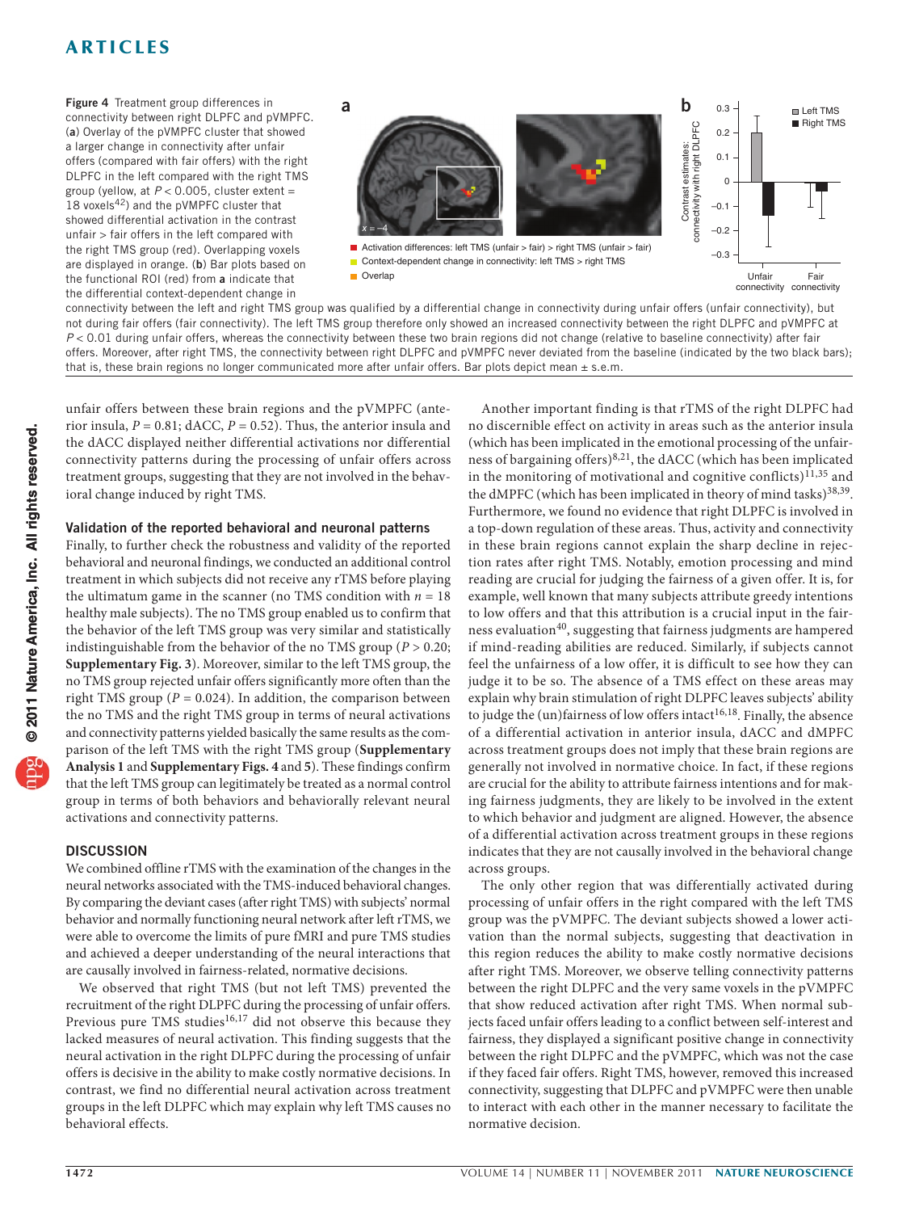**Figure 4** Treatment group differences in connectivity between right DLPFC and pVMPFC. (**a**) Overlay of the pVMPFC cluster that showed a larger change in connectivity after unfair offers (compared with fair offers) with the right DLPFC in the left compared with the right TMS group (yellow, at $P < 0.005$, cluster extent = 18 voxels[42]) and the pVMPFC cluster that showed differential activation in the contrast unfair > fair offers in the left compared with the right TMS group (red). Overlapping voxels are displayed in orange. (**b**) Bar plots based on the functional ROI (red) from **a** indicate that the differential context-dependent change in connectivity between the left and right TMS group was qualified by a differential change in connectivity during unfair offers (unfair connectivity), but not during fair offers (fair connectivity). The left TMS group therefore only showed an increased connectivity between the right DLPFC and pVMPFC at $P < 0.01$ during unfair offers, whereas the connectivity between these two brain regions did not change (relative to baseline connectivity) after fair offers. Moreover, after right TMS, the connectivity between right DLPFC and pVMPFC never deviated from the baseline (indicated by the two black bars); that is, these brain regions no longer communicated more after unfair offers. Bar plots depict mean ± s.e.m.

a

x = –4

Activation differences: left TMS (unfair > fair) > right TMS (unfair > fair)

Context-dependent change in connectivity: left TMS > right TMS

Overlap

b

Left TMS

Right TMS

Contrast estimates: connectivity with right DLPFC

0.3

0.2

0.1

0

–0.1

–0.2

–0.3

Unfair connectivity

Fair connectivity

unfair offers between these brain regions and the pVMPFC (anterior insula, $P = 0.81$; dACC, $P = 0.52$). Thus, the anterior insula and the dACC displayed neither differential activations nor differential connectivity patterns during the processing of unfair offers across treatment groups, suggesting that they are not involved in the behavioral change induced by right TMS.

### Validation of the reported behavioral and neuronal patterns

Finally, to further check the robustness and validity of the reported behavioral and neuronal findings, we conducted an additional control treatment in which subjects did not receive any rTMS before playing the ultimatum game in the scanner (no TMS condition with $n = 18$ healthy male subjects). The no TMS group enabled us to confirm that the behavior of the left TMS group was very similar and statistically indistinguishable from the behavior of the no TMS group ($P > 0.20$; **Supplementary Fig. 3**). Moreover, similar to the left TMS group, the no TMS group rejected unfair offers significantly more often than the right TMS group ($P = 0.024$). In addition, the comparison between the no TMS and the right TMS group in terms of neural activations and connectivity patterns yielded basically the same results as the comparison of the left TMS with the right TMS group (**Supplementary Analysis 1** and **Supplementary Figs. 4** and **5**). These findings confirm that the left TMS group can legitimately be treated as a normal control group in terms of both behaviors and behaviorally relevant neural activations and connectivity patterns.

## DISCUSSION

We combined offline rTMS with the examination of the changes in the neural networks associated with the TMS-induced behavioral changes. By comparing the deviant cases (after right TMS) with subjects' normal behavior and normally functioning neural network after left rTMS, we were able to overcome the limits of pure fMRI and pure TMS studies and achieved a deeper understanding of the neural interactions that are causally involved in fairness-related, normative decisions.

We observed that right TMS (but not left TMS) prevented the recruitment of the right DLPFC during the processing of unfair offers. Previous pure TMS studies[16,17] did not observe this because they lacked measures of neural activation. This finding suggests that the neural activation in the right DLPFC during the processing of unfair offers is decisive in the ability to make costly normative decisions. In contrast, we find no differential neural activation across treatment groups in the left DLPFC which may explain why left TMS causes no behavioral effects.

Another important finding is that rTMS of the right DLPFC had no discernible effect on activity in areas such as the anterior insula (which has been implicated in the emotional processing of the unfairness of bargaining offers)[8,21], the dACC (which has been implicated in the monitoring of motivational and cognitive conflicts)[11,35] and the dMPFC (which has been implicated in theory of mind tasks)[38,39]. Furthermore, we found no evidence that right DLPFC is involved in a top-down regulation of these areas. Thus, activity and connectivity in these brain regions cannot explain the sharp decline in rejection rates after right TMS. Notably, emotion processing and mind reading are crucial for judging the fairness of a given offer. It is, for example, well known that many subjects attribute greedy intentions to low offers and that this attribution is a crucial input in the fairness evaluation[40], suggesting that fairness judgments are hampered if mind-reading abilities are reduced. Similarly, if subjects cannot feel the unfairness of a low offer, it is difficult to see how they can judge it to be so. The absence of a TMS effect on these areas may explain why brain stimulation of right DLPFC leaves subjects' ability to judge the (un)fairness of low offers intact[16,18]. Finally, the absence of a differential activation in anterior insula, dACC and dMPFC across treatment groups does not imply that these brain regions are generally not involved in normative choice. In fact, if these regions are crucial for the ability to attribute fairness intentions and for making fairness judgments, they are likely to be involved in the extent to which behavior and judgment are aligned. However, the absence of a differential activation across treatment groups in these regions indicates that they are not causally involved in the behavioral change across groups.

The only other region that was differentially activated during processing of unfair offers in the right compared with the left TMS group was the pVMPFC. The deviant subjects showed a lower activation than the normal subjects, suggesting that deactivation in this region reduces the ability to make costly normative decisions after right TMS. Moreover, we observe telling connectivity patterns between the right DLPFC and the very same voxels in the pVMPFC that show reduced activation after right TMS. When normal subjects faced unfair offers leading to a conflict between self-interest and fairness, they displayed a significant positive change in connectivity between the right DLPFC and the pVMPFC, which was not the case if they faced fair offers. Right TMS, however, removed this increased connectivity, suggesting that DLPFC and pVMPFC were then unable to interact with each other in the manner necessary to facilitate the normative decision.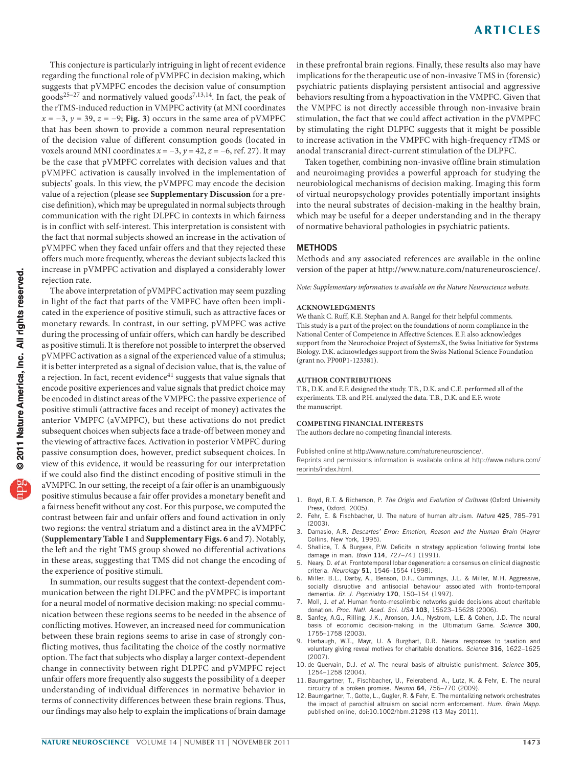This conjecture is particularly intriguing in light of recent evidence regarding the functional role of pVMPFC in decision making, which suggests that pVMPFC encodes the decision value of consumption goods[25–27] and normatively valued goods[7,13,14]. In fact, the peak of the rTMS-induced reduction in VMPFC activity (at MNI coordinates $x = -3$, $y = 39$, $z = -9$; **Fig. 3**) occurs in the same area of pVMPFC that has been shown to provide a common neural representation of the decision value of different consumption goods (located in voxels around MNI coordinates $x = -3$, $y = 42$, $z = -6$, ref. 27). It may be the case that pVMPFC correlates with decision values and that pVMPFC activation is causally involved in the implementation of subjects' goals. In this view, the pVMPFC may encode the decision value of a rejection (please see **Supplementary Discussion** for a precise definition), which may be upregulated in normal subjects through communication with the right DLPFC in contexts in which fairness is in conflict with self-interest. This interpretation is consistent with the fact that normal subjects showed an increase in the activation of pVMPFC when they faced unfair offers and that they rejected these offers much more frequently, whereas the deviant subjects lacked this increase in pVMPFC activation and displayed a considerably lower rejection rate.

The above interpretation of pVMPFC activation may seem puzzling in light of the fact that parts of the VMPFC have often been implicated in the experience of positive stimuli, such as attractive faces or monetary rewards. In contrast, in our setting, pVMPFC was active during the processing of unfair offers, which can hardly be described as positive stimuli. It is therefore not possible to interpret the observed pVMPFC activation as a signal of the experienced value of a stimulus; it is better interpreted as a signal of decision value, that is, the value of a rejection. In fact, recent evidence[41] suggests that value signals that encode positive experiences and value signals that predict choice may be encoded in distinct areas of the VMPFC: the passive experience of positive stimuli (attractive faces and receipt of money) activates the anterior VMPFC (aVMPFC), but these activations do not predict subsequent choices when subjects face a trade-off between money and the viewing of attractive faces. Activation in posterior VMPFC during passive consumption does, however, predict subsequent choices. In view of this evidence, it would be reassuring for our interpretation if we could also find the distinct encoding of positive stimuli in the aVMPFC. In our setting, the receipt of a fair offer is an unambiguously positive stimulus because a fair offer provides a monetary benefit and a fairness benefit without any cost. For this purpose, we computed the contrast between fair and unfair offers and found activation in only two regions: the ventral striatum and a distinct area in the aVMPFC (**Supplementary Table 1** and **Supplementary Figs. 6** and **7**). Notably, the left and the right TMS group showed no differential activations in these areas, suggesting that TMS did not change the encoding of the experience of positive stimuli.

In summation, our results suggest that the context-dependent communication between the right DLPFC and the pVMPFC is important for a neural model of normative decision making: no special communication between these regions seems to be needed in the absence of conflicting motives. However, an increased need for communication between these brain regions seems to arise in case of strongly conflicting motives, thus facilitating the choice of the costly normative option. The fact that subjects who display a larger context-dependent change in connectivity between right DLPFC and pVMPFC reject unfair offers more frequently also suggests the possibility of a deeper understanding of individual differences in normative behavior in terms of connectivity differences between these brain regions. Thus, our findings may also help to explain the implications of brain damage in these prefrontal brain regions. Finally, these results also may have implications for the therapeutic use of non-invasive TMS in (forensic) psychiatric patients displaying persistent antisocial and aggressive behaviors resulting from a hypoactivation in the VMPFC. Given that the VMPFC is not directly accessible through non-invasive brain stimulation, the fact that we could affect activation in the pVMPFC by stimulating the right DLPFC suggests that it might be possible to increase activation in the VMPFC with high-frequency rTMS or anodal transcranial direct-current stimulation of the DLPFC.

Taken together, combining non-invasive offline brain stimulation and neuroimaging provides a powerful approach for studying the neurobiological mechanisms of decision making. Imaging this form of virtual neuropsychology provides potentially important insights into the neural substrates of decision-making in the healthy brain, which may be useful for a deeper understanding and in the therapy of normative behavioral pathologies in psychiatric patients.

## METHODS

Methods and any associated references are available in the online version of the paper at http://www.nature.com/natureneuroscience/.

*Note: Supplementary information is available on the Nature Neuroscience website.*

#### ACKNOWLEDGMENTS

We thank C. Ruff, K.E. Stephan and A. Rangel for their helpful comments. This study is a part of the project on the foundations of norm compliance in the National Center of Competence in Affective Sciences. E.F. also acknowledges support from the Neurochoice Project of SystemsX, the Swiss Initiative for Systems Biology. D.K. acknowledges support from the Swiss National Science Foundation (grant no. PP00P1-123381).

#### AUTHOR CONTRIBUTIONS

T.B., D.K. and E.F. designed the study. T.B., D.K. and C.E. performed all of the experiments. T.B. and P.H. analyzed the data. T.B., D.K. and E.F. wrote the manuscript.

#### COMPETING FINANCIAL INTERESTS

The authors declare no competing financial interests.

Published online at http://www.nature.com/natureneuroscience/.
Reprints and permissions information is available online at http://www.nature.com/reprints/index.html.

1. Boyd, R.T. & Richerson, P. *The Origin and Evolution of Cultures* (Oxford University Press, Oxford, 2005).
2. Fehr, E. & Fischbacher, U. The nature of human altruism. *Nature* **425**, 785–791 (2003).
3. Damasio, A.R. *Descartes' Error: Emotion, Reason and the Human Brain* (Hayrer Collins, New York, 1995).
4. Shallice, T. & Burgess, P.W. Deficits in strategy application following frontal lobe damage in man. *Brain* **114**, 727–741 (1991).
5. Neary, D. *et al.* Frontotemporal lobar degeneration: a consensus on clinical diagnostic criteria. *Neurology* **51**, 1546–1554 (1998).
6. Miller, B.L., Darby, A., Benson, D.F., Cummings, J.L. & Miller, M.H. Aggressive, socially disruptive and antisocial behaviour associated with fronto-temporal dementia. *Br. J. Psychiatry* **170**, 150–154 (1997).
7. Moll, J. *et al.* Human fronto-mesolimbic networks guide decisions about charitable donation. *Proc. Natl. Acad. Sci. USA* **103**, 15623–15628 (2006).
8. Sanfey, A.G., Rilling, J.K., Aronson, J.A., Nystrom, L.E. & Cohen, J.D. The neural basis of economic decision-making in the Ultimatum Game. *Science* **300**, 1755–1758 (2003).
9. Harbaugh, W.T., Mayr, U. & Burghart, D.R. Neural responses to taxation and voluntary giving reveal motives for charitable donations. *Science* **316**, 1622–1625 (2007).
10. de Quervain, D.J. *et al.* The neural basis of altruistic punishment. *Science* **305**, 1254–1258 (2004).
11. Baumgartner, T., Fischbacher, U., Feierabend, A., Lutz, K. & Fehr, E. The neural circuitry of a broken promise. *Neuron* **64**, 756–770 (2009).
12. Baumgartner, T., Gotte, L., Gugler, R. & Fehr, E. The mentalizing network orchestrates the impact of parochial altruism on social norm enforcement. *Hum. Brain Mapp.* published online, doi:10.1002/hbm.21298 (13 May 2011).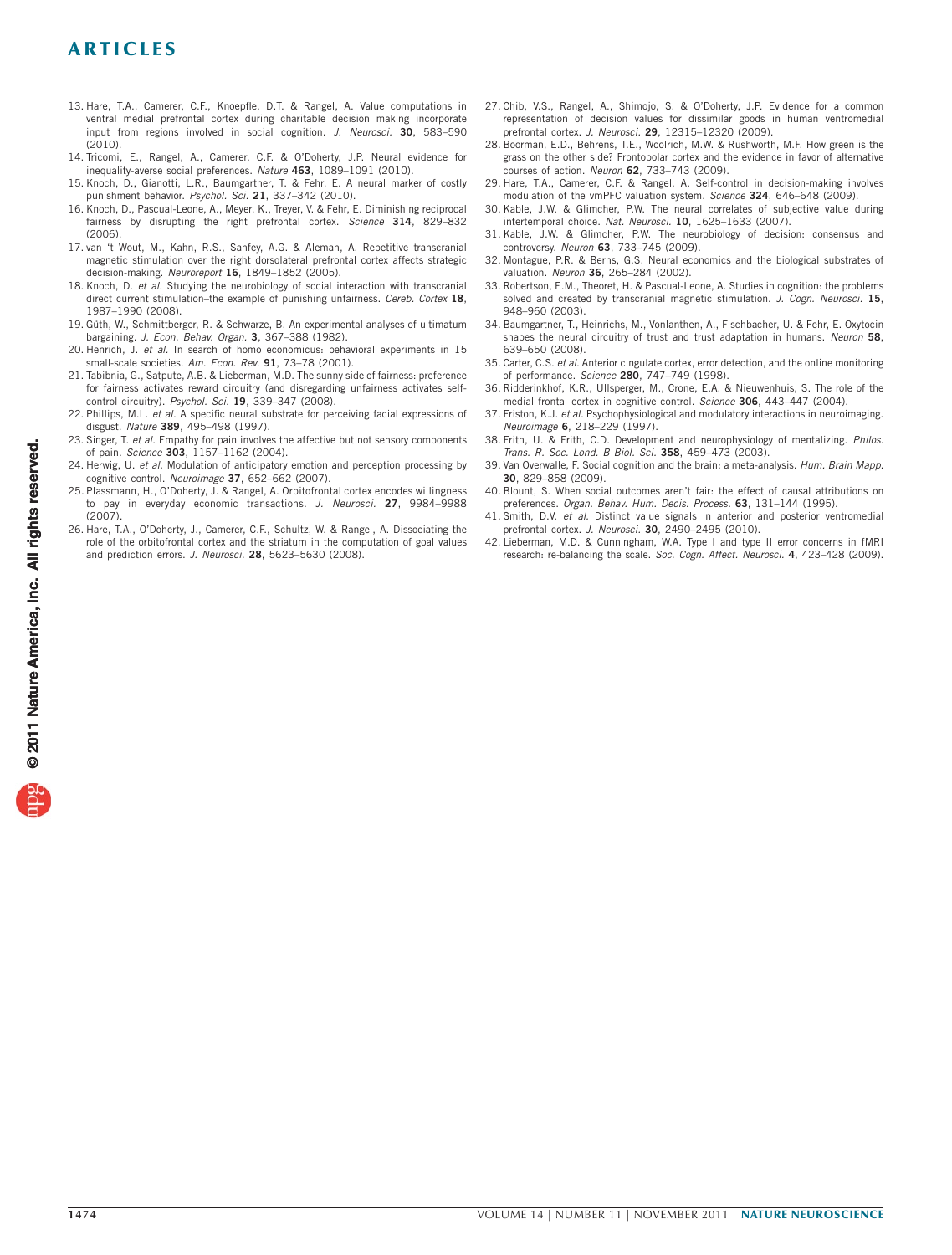13. Hare, T.A., Camerer, C.F., Knoepfle, D.T. & Rangel, A. Value computations in ventral medial prefrontal cortex during charitable decision making incorporate input from regions involved in social cognition. *J. Neurosci.* **30**, 583–590 (2010).
14. Tricomi, E., Rangel, A., Camerer, C.F. & O'Doherty, J.P. Neural evidence for inequality-averse social preferences. *Nature* **463**, 1089–1091 (2010).
15. Knoch, D., Gianotti, L.R., Baumgartner, T. & Fehr, E. A neural marker of costly punishment behavior. *Psychol. Sci.* **21**, 337–342 (2010).
16. Knoch, D., Pascual-Leone, A., Meyer, K., Treyer, V. & Fehr, E. Diminishing reciprocal fairness by disrupting the right prefrontal cortex. *Science* **314**, 829–832 (2006).
17. van 't Wout, M., Kahn, R.S., Sanfey, A.G. & Aleman, A. Repetitive transcranial magnetic stimulation over the right dorsolateral prefrontal cortex affects strategic decision-making. *Neuroreport* **16**, 1849–1852 (2005).
18. Knoch, D. *et al.* Studying the neurobiology of social interaction with transcranial direct current stimulation–the example of punishing unfairness. *Cereb. Cortex* **18**, 1987–1990 (2008).
19. Güth, W., Schmittberger, R. & Schwarze, B. An experimental analyses of ultimatum bargaining. *J. Econ. Behav. Organ.* **3**, 367–388 (1982).
20. Henrich, J. *et al.* In search of homo economicus: behavioral experiments in 15 small-scale societies. *Am. Econ. Rev.* **91**, 73–78 (2001).
21. Tabibnia, G., Satpute, A.B. & Lieberman, M.D. The sunny side of fairness: preference for fairness activates reward circuitry (and disregarding unfairness activates self-control circuitry). *Psychol. Sci.* **19**, 339–347 (2008).
22. Phillips, M.L. *et al.* A specific neural substrate for perceiving facial expressions of disgust. *Nature* **389**, 495–498 (1997).
23. Singer, T. *et al.* Empathy for pain involves the affective but not sensory components of pain. *Science* **303**, 1157–1162 (2004).
24. Herwig, U. *et al.* Modulation of anticipatory emotion and perception processing by cognitive control. *Neuroimage* **37**, 652–662 (2007).
25. Plassmann, H., O'Doherty, J. & Rangel, A. Orbitofrontal cortex encodes willingness to pay in everyday economic transactions. *J. Neurosci.* **27**, 9984–9988 (2007).
26. Hare, T.A., O'Doherty, J., Camerer, C.F., Schultz, W. & Rangel, A. Dissociating the role of the orbitofrontal cortex and the striatum in the computation of goal values and prediction errors. *J. Neurosci.* **28**, 5623–5630 (2008).
27. Chib, V.S., Rangel, A., Shimojo, S. & O'Doherty, J.P. Evidence for a common representation of decision values for dissimilar goods in human ventromedial prefrontal cortex. *J. Neurosci.* **29**, 12315–12320 (2009).
28. Boorman, E.D., Behrens, T.E., Woolrich, M.W. & Rushworth, M.F. How green is the grass on the other side? Frontopolar cortex and the evidence in favor of alternative courses of action. *Neuron* **62**, 733–743 (2009).
29. Hare, T.A., Camerer, C.F. & Rangel, A. Self-control in decision-making involves modulation of the vmPFC valuation system. *Science* **324**, 646–648 (2009).
30. Kable, J.W. & Glimcher, P.W. The neural correlates of subjective value during intertemporal choice. *Nat. Neurosci.* **10**, 1625–1633 (2007).
31. Kable, J.W. & Glimcher, P.W. The neurobiology of decision: consensus and controversy. *Neuron* **63**, 733–745 (2009).
32. Montague, P.R. & Berns, G.S. Neural economics and the biological substrates of valuation. *Neuron* **36**, 265–284 (2002).
33. Robertson, E.M., Theoret, H. & Pascual-Leone, A. Studies in cognition: the problems solved and created by transcranial magnetic stimulation. *J. Cogn. Neurosci.* **15**, 948–960 (2003).
34. Baumgartner, T., Heinrichs, M., Vonlanthen, A., Fischbacher, U. & Fehr, E. Oxytocin shapes the neural circuitry of trust and trust adaptation in humans. *Neuron* **58**, 639–650 (2008).
35. Carter, C.S. *et al.* Anterior cingulate cortex, error detection, and the online monitoring of performance. *Science* **280**, 747–749 (1998).
36. Ridderinkhof, K.R., Ullsperger, M., Crone, E.A. & Nieuwenhuis, S. The role of the medial frontal cortex in cognitive control. *Science* **306**, 443–447 (2004).
37. Friston, K.J. *et al.* Psychophysiological and modulatory interactions in neuroimaging. *Neuroimage* **6**, 218–229 (1997).
38. Frith, U. & Frith, C.D. Development and neurophysiology of mentalizing. *Philos. Trans. R. Soc. Lond. B Biol. Sci.* **358**, 459–473 (2003).
39. Van Overwalle, F. Social cognition and the brain: a meta-analysis. *Hum. Brain Mapp.* **30**, 829–858 (2009).
40. Blount, S. When social outcomes aren't fair: the effect of causal attributions on preferences. *Organ. Behav. Hum. Decis. Process.* **63**, 131–144 (1995).
41. Smith, D.V. *et al.* Distinct value signals in anterior and posterior ventromedial prefrontal cortex. *J. Neurosci.* **30**, 2490–2495 (2010).
42. Lieberman, M.D. & Cunningham, W.A. Type I and type II error concerns in fMRI research: re-balancing the scale. *Soc. Cogn. Affect. Neurosci.* **4**, 423–428 (2009).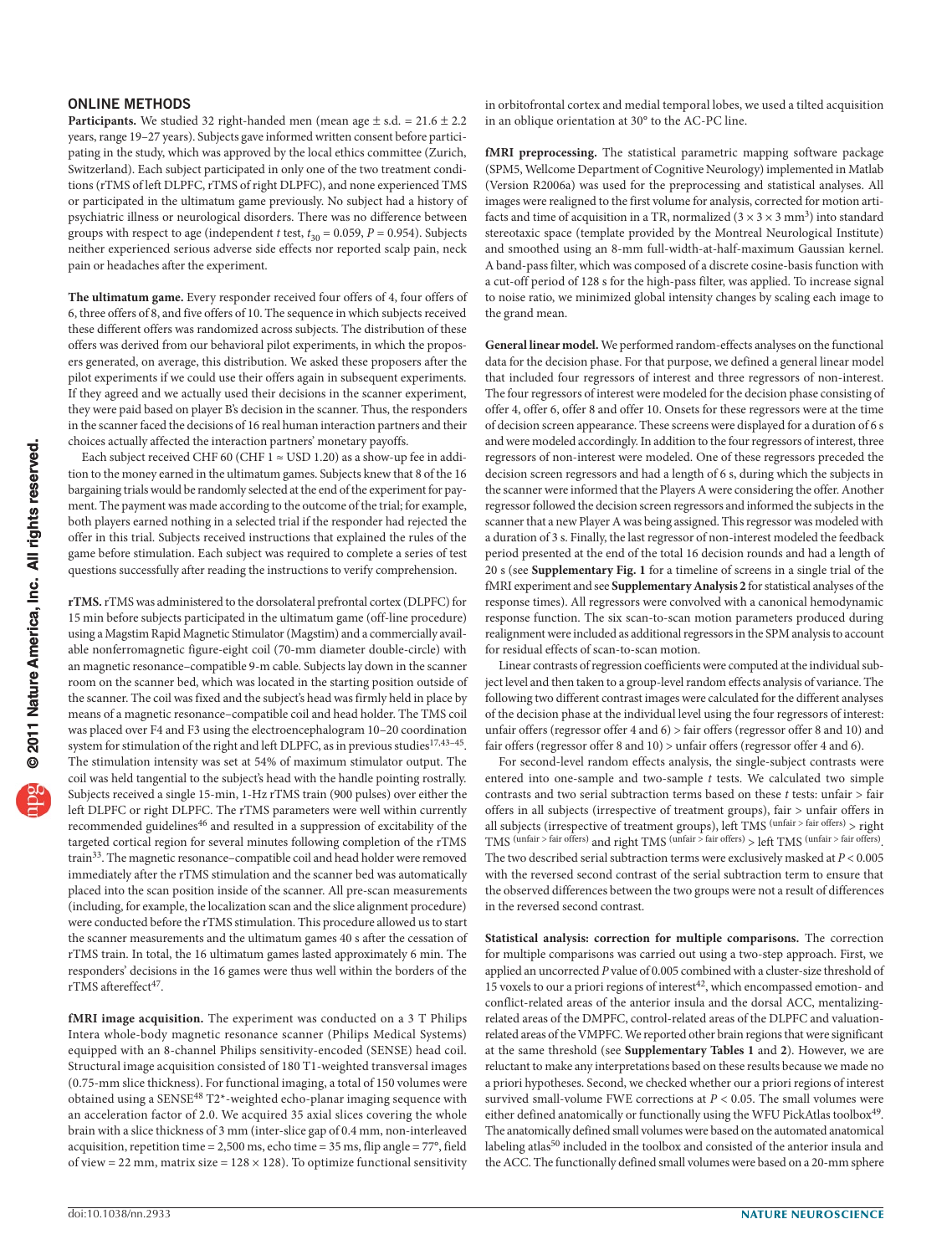## ONLINE METHODS

**Participants.** We studied 32 right-handed men (mean age ± s.d. = 21.6 ± 2.2 years, range 19–27 years). Subjects gave informed written consent before participating in the study, which was approved by the local ethics committee (Zurich, Switzerland). Each subject participated in only one of the two treatment conditions (rTMS of left DLPFC, rTMS of right DLPFC), and none experienced TMS or participated in the ultimatum game previously. No subject had a history of psychiatric illness or neurological disorders. There was no difference between groups with respect to age (independent $t$ test, $t_{30} = 0.059$, $P = 0.954$). Subjects neither experienced serious adverse side effects nor reported scalp pain, neck pain or headaches after the experiment.

**The ultimatum game.** Every responder received four offers of 4, four offers of 6, three offers of 8, and five offers of 10. The sequence in which subjects received these different offers was randomized across subjects. The distribution of these offers was derived from our behavioral pilot experiments, in which the proposers generated, on average, this distribution. We asked these proposers after the pilot experiments if we could use their offers again in subsequent experiments. If they agreed and we actually used their decisions in the scanner experiment, they were paid based on player B's decision in the scanner. Thus, the responders in the scanner faced the decisions of 16 real human interaction partners and their choices actually affected the interaction partners' monetary payoffs.

Each subject received CHF 60 (CHF 1 ≈ USD 1.20) as a show-up fee in addition to the money earned in the ultimatum games. Subjects knew that 8 of the 16 bargaining trials would be randomly selected at the end of the experiment for payment. The payment was made according to the outcome of the trial; for example, both players earned nothing in a selected trial if the responder had rejected the offer in this trial. Subjects received instructions that explained the rules of the game before stimulation. Each subject was required to complete a series of test questions successfully after reading the instructions to verify comprehension.

**rTMS.** rTMS was administered to the dorsolateral prefrontal cortex (DLPFC) for 15 min before subjects participated in the ultimatum game (off-line procedure) using a Magstim Rapid Magnetic Stimulator (Magstim) and a commercially available nonferromagnetic figure-eight coil (70-mm diameter double-circle) with an magnetic resonance–compatible 9-m cable. Subjects lay down in the scanner room on the scanner bed, which was located in the starting position outside of the scanner. The coil was fixed and the subject's head was firmly held in place by means of a magnetic resonance–compatible coil and head holder. The TMS coil was placed over F4 and F3 using the electroencephalogram 10–20 coordination system for stimulation of the right and left DLPFC, as in previous studies[17,43–45]. The stimulation intensity was set at 54% of maximum stimulator output. The coil was held tangential to the subject's head with the handle pointing rostrally. Subjects received a single 15-min, 1-Hz rTMS train (900 pulses) over either the left DLPFC or right DLPFC. The rTMS parameters were well within currently recommended guidelines[46] and resulted in a suppression of excitability of the targeted cortical region for several minutes following completion of the rTMS train[33]. The magnetic resonance–compatible coil and head holder were removed immediately after the rTMS stimulation and the scanner bed was automatically placed into the scan position inside of the scanner. All pre-scan measurements (including, for example, the localization scan and the slice alignment procedure) were conducted before the rTMS stimulation. This procedure allowed us to start the scanner measurements and the ultimatum games 40 s after the cessation of rTMS train. In total, the 16 ultimatum games lasted approximately 6 min. The responders' decisions in the 16 games were thus well within the borders of the rTMS aftereffect[47].

**fMRI image acquisition.** The experiment was conducted on a 3 T Philips Intera whole-body magnetic resonance scanner (Philips Medical Systems) equipped with an 8-channel Philips sensitivity-encoded (SENSE) head coil. Structural image acquisition consisted of 180 T1-weighted transversal images (0.75-mm slice thickness). For functional imaging, a total of 150 volumes were obtained using a SENSE[48] T2*-weighted echo-planar imaging sequence with an acceleration factor of 2.0. We acquired 35 axial slices covering the whole brain with a slice thickness of 3 mm (inter-slice gap of 0.4 mm, non-interleaved acquisition, repetition time = 2,500 ms, echo time = 35 ms, flip angle = 77°, field of view = 22 mm, matrix size = 128 × 128). To optimize functional sensitivity in orbitofrontal cortex and medial temporal lobes, we used a tilted acquisition in an oblique orientation at 30° to the AC-PC line.

**fMRI preprocessing.** The statistical parametric mapping software package (SPM5, Wellcome Department of Cognitive Neurology) implemented in Matlab (Version R2006a) was used for the preprocessing and statistical analyses. All images were realigned to the first volume for analysis, corrected for motion artifacts and time of acquisition in a TR, normalized ($3 \times 3 \times 3$ mm$^3$) into standard stereotaxic space (template provided by the Montreal Neurological Institute) and smoothed using an 8-mm full-width-at-half-maximum Gaussian kernel. A band-pass filter, which was composed of a discrete cosine-basis function with a cut-off period of 128 s for the high-pass filter, was applied. To increase signal to noise ratio, we minimized global intensity changes by scaling each image to the grand mean.

**General linear model.** We performed random-effects analyses on the functional data for the decision phase. For that purpose, we defined a general linear model that included four regressors of interest and three regressors of non-interest. The four regressors of interest were modeled for the decision phase consisting of offer 4, offer 6, offer 8 and offer 10. Onsets for these regressors were at the time of decision screen appearance. These screens were displayed for a duration of 6 s and were modeled accordingly. In addition to the four regressors of interest, three regressors of non-interest were modeled. One of these regressors preceded the decision screen regressors and had a length of 6 s, during which the subjects in the scanner were informed that the Players A were considering the offer. Another regressor followed the decision screen regressors and informed the subjects in the scanner that a new Player A was being assigned. This regressor was modeled with a duration of 3 s. Finally, the last regressor of non-interest modeled the feedback period presented at the end of the total 16 decision rounds and had a length of 20 s (see **Supplementary Fig. 1** for a timeline of screens in a single trial of the fMRI experiment and see **Supplementary Analysis 2** for statistical analyses of the response times). All regressors were convolved with a canonical hemodynamic response function. The six scan-to-scan motion parameters produced during realignment were included as additional regressors in the SPM analysis to account for residual effects of scan-to-scan motion.

Linear contrasts of regression coefficients were computed at the individual subject level and then taken to a group-level random effects analysis of variance. The following two different contrast images were calculated for the different analyses of the decision phase at the individual level using the four regressors of interest: unfair offers (regressor offer 4 and 6) > fair offers (regressor offer 8 and 10) and fair offers (regressor offer 8 and 10) > unfair offers (regressor offer 4 and 6).

For second-level random effects analysis, the single-subject contrasts were entered into one-sample and two-sample $t$ tests. We calculated two simple contrasts and two serial subtraction terms based on these $t$ tests: unfair > fair offers in all subjects (irrespective of treatment groups), fair > unfair offers in all subjects (irrespective of treatment groups), left TMS $^{\text{(unfair > fair offers)}}$ > right TMS $^{\text{(unfair > fair offers)}}$ and right TMS $^{\text{(unfair > fair offers)}}$ > left TMS $^{\text{(unfair > fair offers)}}$. The two described serial subtraction terms were exclusively masked at $P < 0.005$ with the reversed second contrast of the serial subtraction term to ensure that the observed differences between the two groups were not a result of differences in the reversed second contrast.

**Statistical analysis: correction for multiple comparisons.** The correction for multiple comparisons was carried out using a two-step approach. First, we applied an uncorrected $P$ value of 0.005 combined with a cluster-size threshold of 15 voxels to our a priori regions of interest[42], which encompassed emotion- and conflict-related areas of the anterior insula and the dorsal ACC, mentalizing-related areas of the DMPFC, control-related areas of the DLPFC and valuation-related areas of the VMPFC. We reported other brain regions that were significant at the same threshold (see **Supplementary Tables 1** and **2**). However, we are reluctant to make any interpretations based on these results because we made no a priori hypotheses. Second, we checked whether our a priori regions of interest survived small-volume FWE corrections at $P < 0.05$. The small volumes were either defined anatomically or functionally using the WFU PickAtlas toolbox[49]. The anatomically defined small volumes were based on the automated anatomical labeling atlas[50] included in the toolbox and consisted of the anterior insula and the ACC. The functionally defined small volumes were based on a 20-mm sphere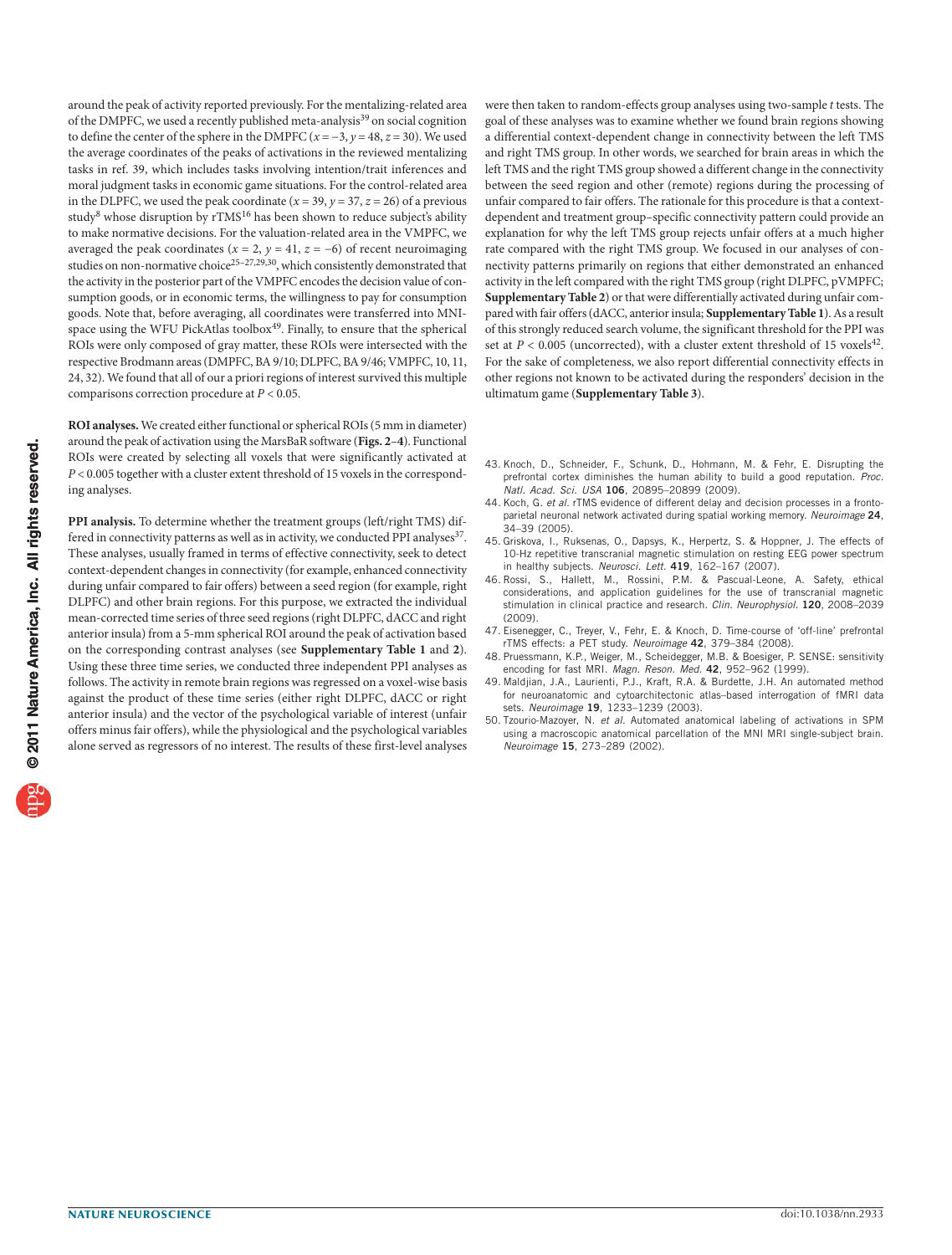around the peak of activity reported previously. For the mentalizing-related area of the DMPFC, we used a recently published meta-analysis[39] on social cognition to define the center of the sphere in the DMPFC ($x = -3$, $y = 48$, $z = 30$). We used the average coordinates of the peaks of activations in the reviewed mentalizing tasks in ref. 39, which includes tasks involving intention/trait inferences and moral judgment tasks in economic game situations. For the control-related area in the DLPFC, we used the peak coordinate ($x = 39$, $y = 37$, $z = 26$) of a previous study[8] whose disruption by rTMS[16] has been shown to reduce subject's ability to make normative decisions. For the valuation-related area in the VMPFC, we averaged the peak coordinates ($x = 2$, $y = 41$, $z = -6$) of recent neuroimaging studies on non-normative choice[25–27,29,30], which consistently demonstrated that the activity in the posterior part of the VMPFC encodes the decision value of consumption goods, or in economic terms, the willingness to pay for consumption goods. Note that, before averaging, all coordinates were transferred into MNI-space using the WFU PickAtlas toolbox[49]. Finally, to ensure that the spherical ROIs were only composed of gray matter, these ROIs were intersected with the respective Brodmann areas (DMPFC, BA 9/10; DLPFC, BA 9/46; VMPFC, 10, 11, 24, 32). We found that all of our a priori regions of interest survived this multiple comparisons correction procedure at $P < 0.05$.

**ROI analyses.** We created either functional or spherical ROIs (5 mm in diameter) around the peak of activation using the MarsBaR software (**Figs. 2–4**). Functional ROIs were created by selecting all voxels that were significantly activated at $P < 0.005$ together with a cluster extent threshold of 15 voxels in the corresponding analyses.

**PPI analysis.** To determine whether the treatment groups (left/right TMS) differed in connectivity patterns as well as in activity, we conducted PPI analyses[37]. These analyses, usually framed in terms of effective connectivity, seek to detect context-dependent changes in connectivity (for example, enhanced connectivity during unfair compared to fair offers) between a seed region (for example, right DLPFC) and other brain regions. For this purpose, we extracted the individual mean-corrected time series of three seed regions (right DLPFC, dACC and right anterior insula) from a 5-mm spherical ROI around the peak of activation based on the corresponding contrast analyses (see **Supplementary Table 1** and **2**). Using these three time series, we conducted three independent PPI analyses as follows. The activity in remote brain regions was regressed on a voxel-wise basis against the product of these time series (either right DLPFC, dACC or right anterior insula) and the vector of the psychological variable of interest (unfair offers minus fair offers), while the physiological and the psychological variables alone served as regressors of no interest. The results of these first-level analyses were then taken to random-effects group analyses using two-sample *t* tests. The goal of these analyses was to examine whether we found brain regions showing a differential context-dependent change in connectivity between the left TMS and right TMS group. In other words, we searched for brain areas in which the left TMS and the right TMS group showed a different change in the connectivity between the seed region and other (remote) regions during the processing of unfair compared to fair offers. The rationale for this procedure is that a context-dependent and treatment group–specific connectivity pattern could provide an explanation for why the left TMS group rejects unfair offers at a much higher rate compared with the right TMS group. We focused in our analyses of connectivity patterns primarily on regions that either demonstrated an enhanced activity in the left compared with the right TMS group (right DLPFC, pVMPFC; **Supplementary Table 2**) or that were differentially activated during unfair compared with fair offers (dACC, anterior insula; **Supplementary Table 1**). As a result of this strongly reduced search volume, the significant threshold for the PPI was set at $P < 0.005$ (uncorrected), with a cluster extent threshold of 15 voxels[42]. For the sake of completeness, we also report differential connectivity effects in other regions not known to be activated during the responders' decision in the ultimatum game (**Supplementary Table 3**).

43. Knoch, D., Schneider, F., Schunk, D., Hohmann, M. & Fehr, E. Disrupting the prefrontal cortex diminishes the human ability to build a good reputation. *Proc. Natl. Acad. Sci. USA* **106**, 20895–20899 (2009).
44. Koch, G. *et al.* rTMS evidence of different delay and decision processes in a fronto-parietal neuronal network activated during spatial working memory. *Neuroimage* **24**, 34–39 (2005).
45. Griskova, I., Ruksenas, O., Dapsys, K., Herpertz, S. & Hoppner, J. The effects of 10-Hz repetitive transcranial magnetic stimulation on resting EEG power spectrum in healthy subjects. *Neurosci. Lett.* **419**, 162–167 (2007).
46. Rossi, S., Hallett, M., Rossini, P.M. & Pascual-Leone, A. Safety, ethical considerations, and application guidelines for the use of transcranial magnetic stimulation in clinical practice and research. *Clin. Neurophysiol.* **120**, 2008–2039 (2009).
47. Eisenegger, C., Treyer, V., Fehr, E. & Knoch, D. Time-course of 'off-line' prefrontal rTMS effects: a PET study. *Neuroimage* **42**, 379–384 (2008).
48. Pruessmann, K.P., Weiger, M., Scheidegger, M.B. & Boesiger, P. SENSE: sensitivity encoding for fast MRI. *Magn. Reson. Med.* **42**, 952–962 (1999).
49. Maldjian, J.A., Laurienti, P.J., Kraft, R.A. & Burdette, J.H. An automated method for neuroanatomic and cytoarchitectonic atlas–based interrogation of fMRI data sets. *Neuroimage* **19**, 1233–1239 (2003).
50. Tzourio-Mazoyer, N. *et al.* Automated anatomical labeling of activations in SPM using a macroscopic anatomical parcellation of the MNI MRI single-subject brain. *Neuroimage* **15**, 273–289 (2002).